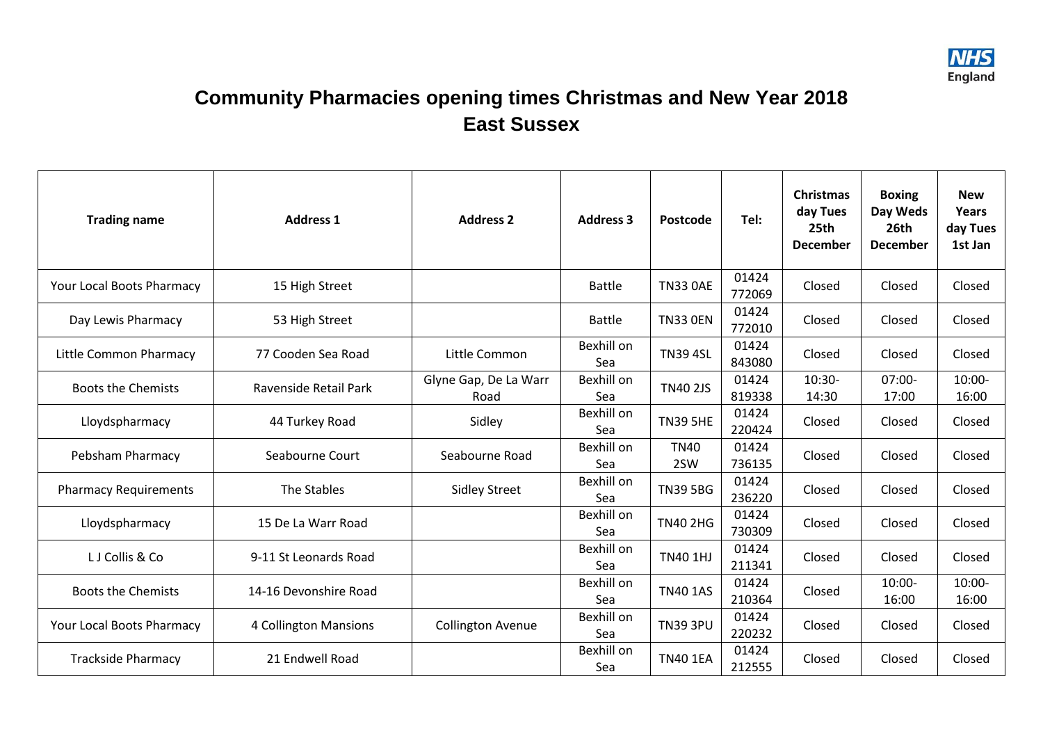NHS England

# Community Pharmacies opening times Christmas and New Year 2018
## East Sussex

| Trading name | Address 1 | Address 2 | Address 3 | Postcode | Tel: | Christmas day Tues 25th December | Boxing Day Weds 26th December | New Years day Tues 1st Jan |
|---|---|---|---|---|---|---|---|---|
| Your Local Boots Pharmacy | 15 High Street | | Battle | TN33 0AE | 01424 772069 | Closed | Closed | Closed |
| Day Lewis Pharmacy | 53 High Street | | Battle | TN33 0EN | 01424 772010 | Closed | Closed | Closed |
| Little Common Pharmacy | 77 Cooden Sea Road | Little Common | Bexhill on Sea | TN39 4SL | 01424 843080 | Closed | Closed | Closed |
| Boots the Chemists | Ravenside Retail Park | Glyne Gap, De La Warr Road | Bexhill on Sea | TN40 2JS | 01424 819338 | 10:30-14:30 | 07:00-17:00 | 10:00-16:00 |
| Lloydspharmacy | 44 Turkey Road | Sidley | Bexhill on Sea | TN39 5HE | 01424 220424 | Closed | Closed | Closed |
| Pebsham Pharmacy | Seabourne Court | Seabourne Road | Bexhill on Sea | TN40 2SW | 01424 736135 | Closed | Closed | Closed |
| Pharmacy Requirements | The Stables | Sidley Street | Bexhill on Sea | TN39 5BG | 01424 236220 | Closed | Closed | Closed |
| Lloydspharmacy | 15 De La Warr Road | | Bexhill on Sea | TN40 2HG | 01424 730309 | Closed | Closed | Closed |
| L J Collis & Co | 9-11 St Leonards Road | | Bexhill on Sea | TN40 1HJ | 01424 211341 | Closed | Closed | Closed |
| Boots the Chemists | 14-16 Devonshire Road | | Bexhill on Sea | TN40 1AS | 01424 210364 | Closed | 10:00-16:00 | 10:00-16:00 |
| Your Local Boots Pharmacy | 4 Collington Mansions | Collington Avenue | Bexhill on Sea | TN39 3PU | 01424 220232 | Closed | Closed | Closed |
| Trackside Pharmacy | 21 Endwell Road | | Bexhill on Sea | TN40 1EA | 01424 212555 | Closed | Closed | Closed |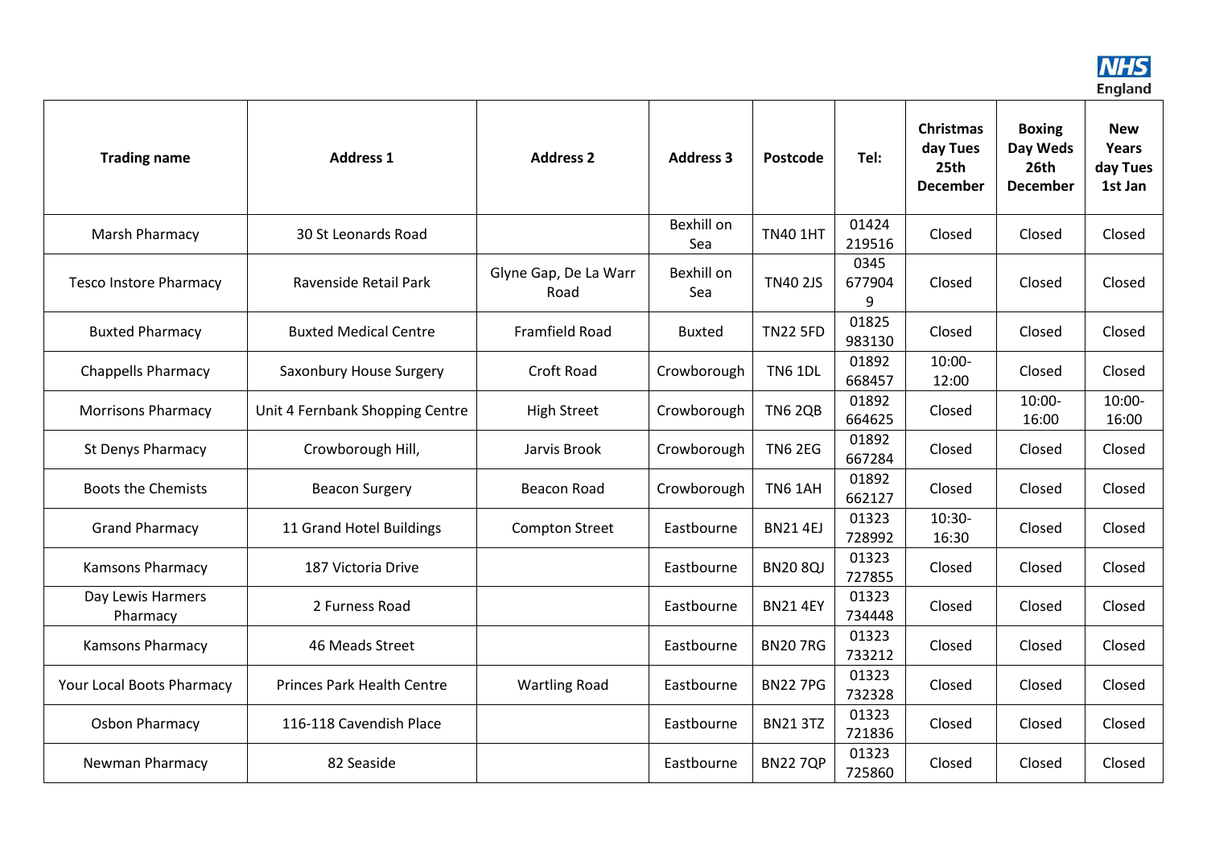| Trading name | Address 1 | Address 2 | Address 3 | Postcode | Tel: | Christmas day Tues 25th December | Boxing Day Weds 26th December | New Years day Tues 1st Jan |
|---|---|---|---|---|---|---|---|---|
| Marsh Pharmacy | 30 St Leonards Road | | Bexhill on Sea | TN40 1HT | 01424 219516 | Closed | Closed | Closed |
| Tesco Instore Pharmacy | Ravenside Retail Park | Glyne Gap, De La Warr Road | Bexhill on Sea | TN40 2JS | 0345 677904 9 | Closed | Closed | Closed |
| Buxted Pharmacy | Buxted Medical Centre | Framfield Road | Buxted | TN22 5FD | 01825 983130 | Closed | Closed | Closed |
| Chappells Pharmacy | Saxonbury House Surgery | Croft Road | Crowborough | TN6 1DL | 01892 668457 | 10:00-12:00 | Closed | Closed |
| Morrisons Pharmacy | Unit 4 Fernbank Shopping Centre | High Street | Crowborough | TN6 2QB | 01892 664625 | Closed | 10:00-16:00 | 10:00-16:00 |
| St Denys Pharmacy | Crowborough Hill, | Jarvis Brook | Crowborough | TN6 2EG | 01892 667284 | Closed | Closed | Closed |
| Boots the Chemists | Beacon Surgery | Beacon Road | Crowborough | TN6 1AH | 01892 662127 | Closed | Closed | Closed |
| Grand Pharmacy | 11 Grand Hotel Buildings | Compton Street | Eastbourne | BN21 4EJ | 01323 728992 | 10:30-16:30 | Closed | Closed |
| Kamsons Pharmacy | 187 Victoria Drive | | Eastbourne | BN20 8QJ | 01323 727855 | Closed | Closed | Closed |
| Day Lewis Harmers Pharmacy | 2 Furness Road | | Eastbourne | BN21 4EY | 01323 734448 | Closed | Closed | Closed |
| Kamsons Pharmacy | 46 Meads Street | | Eastbourne | BN20 7RG | 01323 733212 | Closed | Closed | Closed |
| Your Local Boots Pharmacy | Princes Park Health Centre | Wartling Road | Eastbourne | BN22 7PG | 01323 732328 | Closed | Closed | Closed |
| Osbon Pharmacy | 116-118 Cavendish Place | | Eastbourne | BN21 3TZ | 01323 721836 | Closed | Closed | Closed |
| Newman Pharmacy | 82 Seaside | | Eastbourne | BN22 7QP | 01323 725860 | Closed | Closed | Closed |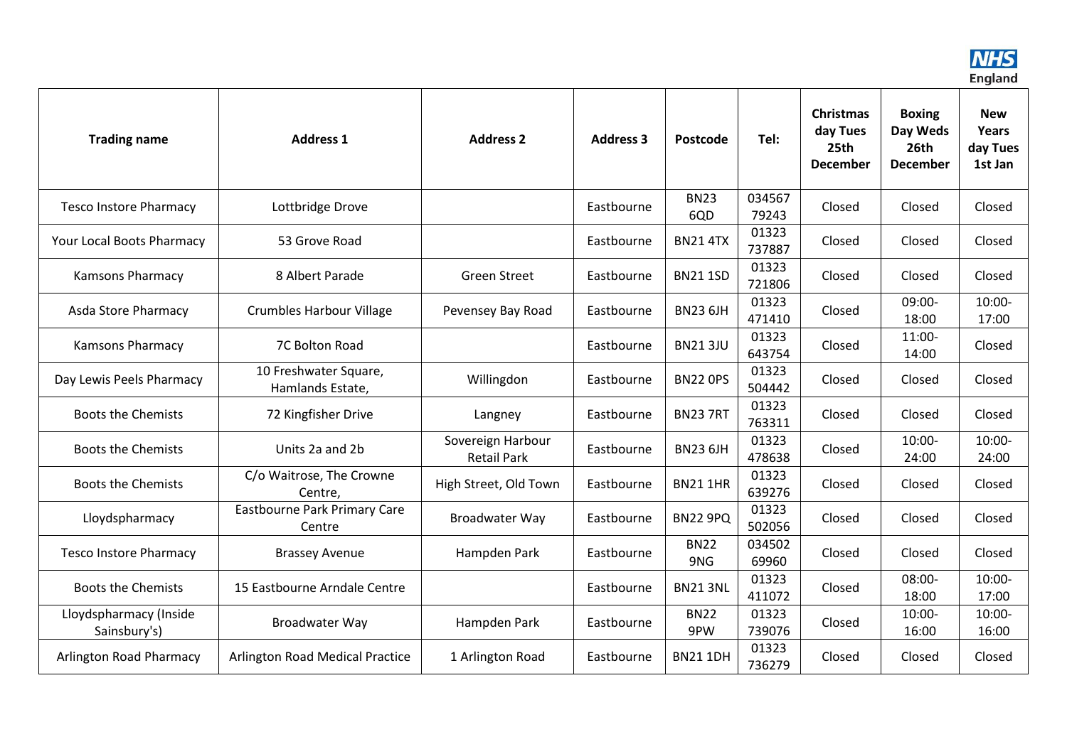| Trading name | Address 1 | Address 2 | Address 3 | Postcode | Tel: | Christmas day Tues 25th December | Boxing Day Weds 26th December | New Years day Tues 1st Jan |
|---|---|---|---|---|---|---|---|---|
| Tesco Instore Pharmacy | Lottbridge Drove | | Eastbourne | BN23 6QD | 03456779243 | Closed | Closed | Closed |
| Your Local Boots Pharmacy | 53 Grove Road | | Eastbourne | BN21 4TX | 01323 737887 | Closed | Closed | Closed |
| Kamsons Pharmacy | 8 Albert Parade | Green Street | Eastbourne | BN21 1SD | 01323 721806 | Closed | Closed | Closed |
| Asda Store Pharmacy | Crumbles Harbour Village | Pevensey Bay Road | Eastbourne | BN23 6JH | 01323 471410 | Closed | 09:00-18:00 | 10:00-17:00 |
| Kamsons Pharmacy | 7C Bolton Road | | Eastbourne | BN21 3JU | 01323 643754 | Closed | 11:00-14:00 | Closed |
| Day Lewis Peels Pharmacy | 10 Freshwater Square, Hamlands Estate, | Willingdon | Eastbourne | BN22 0PS | 01323 504442 | Closed | Closed | Closed |
| Boots the Chemists | 72 Kingfisher Drive | Langney | Eastbourne | BN23 7RT | 01323 763311 | Closed | Closed | Closed |
| Boots the Chemists | Units 2a and 2b | Sovereign Harbour Retail Park | Eastbourne | BN23 6JH | 01323 478638 | Closed | 10:00-24:00 | 10:00-24:00 |
| Boots the Chemists | C/o Waitrose, The Crowne Centre, | High Street, Old Town | Eastbourne | BN21 1HR | 01323 639276 | Closed | Closed | Closed |
| Lloydspharmacy | Eastbourne Park Primary Care Centre | Broadwater Way | Eastbourne | BN22 9PQ | 01323 502056 | Closed | Closed | Closed |
| Tesco Instore Pharmacy | Brassey Avenue | Hampden Park | Eastbourne | BN22 9NG | 03450269960 | Closed | Closed | Closed |
| Boots the Chemists | 15 Eastbourne Arndale Centre | | Eastbourne | BN21 3NL | 01323 411072 | Closed | 08:00-18:00 | 10:00-17:00 |
| Lloydspharmacy (Inside Sainsbury's) | Broadwater Way | Hampden Park | Eastbourne | BN22 9PW | 01323 739076 | Closed | 10:00-16:00 | 10:00-16:00 |
| Arlington Road Pharmacy | Arlington Road Medical Practice | 1 Arlington Road | Eastbourne | BN21 1DH | 01323 736279 | Closed | Closed | Closed |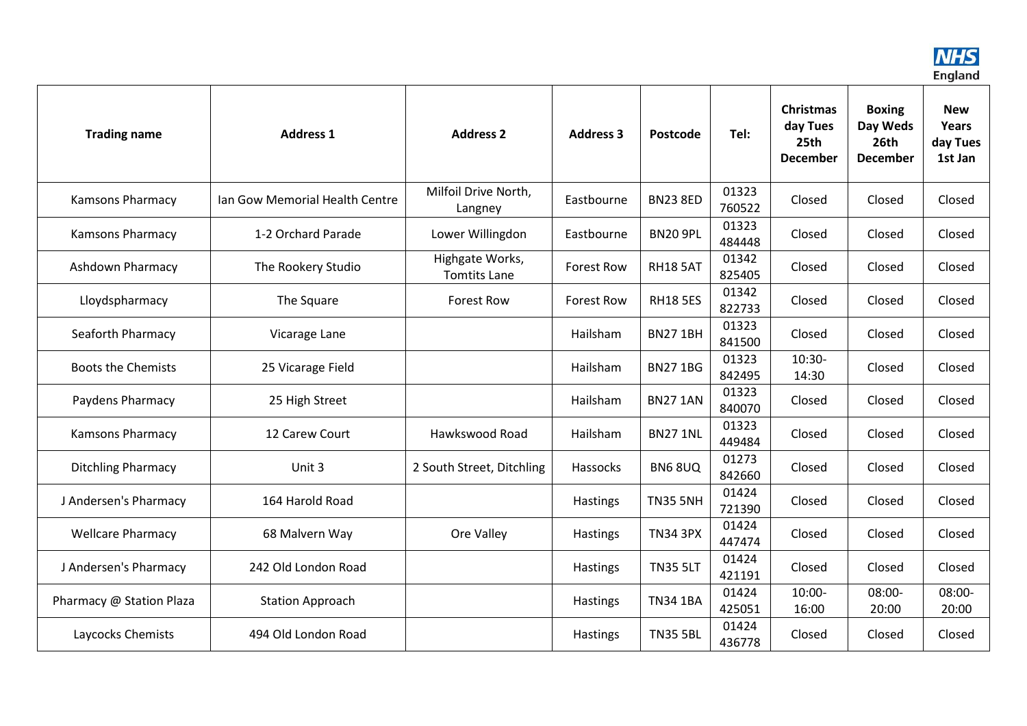| Trading name | Address 1 | Address 2 | Address 3 | Postcode | Tel: | Christmas day Tues 25th December | Boxing Day Weds 26th December | New Years day Tues 1st Jan |
|---|---|---|---|---|---|---|---|---|
| Kamsons Pharmacy | Ian Gow Memorial Health Centre | Milfoil Drive North, Langney | Eastbourne | BN23 8ED | 01323 760522 | Closed | Closed | Closed |
| Kamsons Pharmacy | 1-2 Orchard Parade | Lower Willingdon | Eastbourne | BN20 9PL | 01323 484448 | Closed | Closed | Closed |
| Ashdown Pharmacy | The Rookery Studio | Highgate Works, Tomtits Lane | Forest Row | RH18 5AT | 01342 825405 | Closed | Closed | Closed |
| Lloydspharmacy | The Square | Forest Row | Forest Row | RH18 5ES | 01342 822733 | Closed | Closed | Closed |
| Seaforth Pharmacy | Vicarage Lane | | Hailsham | BN27 1BH | 01323 841500 | Closed | Closed | Closed |
| Boots the Chemists | 25 Vicarage Field | | Hailsham | BN27 1BG | 01323 842495 | 10:30-14:30 | Closed | Closed |
| Paydens Pharmacy | 25 High Street | | Hailsham | BN27 1AN | 01323 840070 | Closed | Closed | Closed |
| Kamsons Pharmacy | 12 Carew Court | Hawkswood Road | Hailsham | BN27 1NL | 01323 449484 | Closed | Closed | Closed |
| Ditchling Pharmacy | Unit 3 | 2 South Street, Ditchling | Hassocks | BN6 8UQ | 01273 842660 | Closed | Closed | Closed |
| J Andersen's Pharmacy | 164 Harold Road | | Hastings | TN35 5NH | 01424 721390 | Closed | Closed | Closed |
| Wellcare Pharmacy | 68 Malvern Way | Ore Valley | Hastings | TN34 3PX | 01424 447474 | Closed | Closed | Closed |
| J Andersen's Pharmacy | 242 Old London Road | | Hastings | TN35 5LT | 01424 421191 | Closed | Closed | Closed |
| Pharmacy @ Station Plaza | Station Approach | | Hastings | TN34 1BA | 01424 425051 | 10:00-16:00 | 08:00-20:00 | 08:00-20:00 |
| Laycocks Chemists | 494 Old London Road | | Hastings | TN35 5BL | 01424 436778 | Closed | Closed | Closed |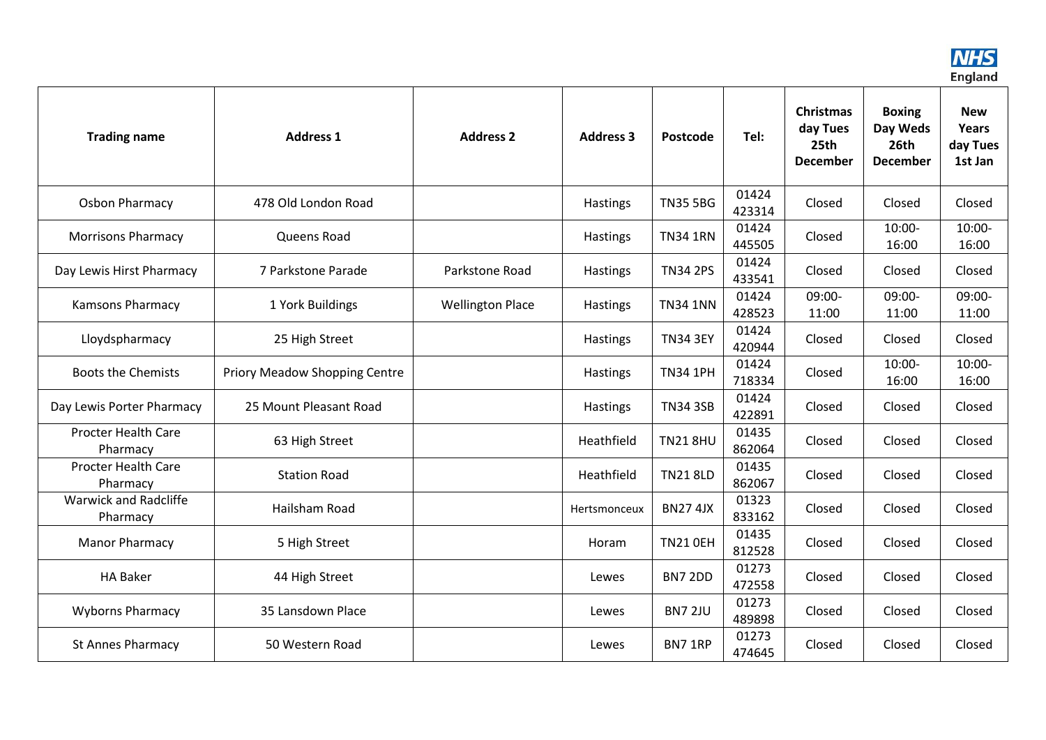| Trading name | Address 1 | Address 2 | Address 3 | Postcode | Tel: | Christmas day Tues 25th December | Boxing Day Weds 26th December | New Years day Tues 1st Jan |
|---|---|---|---|---|---|---|---|---|
| Osbon Pharmacy | 478 Old London Road | | Hastings | TN35 5BG | 01424 423314 | Closed | Closed | Closed |
| Morrisons Pharmacy | Queens Road | | Hastings | TN34 1RN | 01424 445505 | Closed | 10:00-16:00 | 10:00-16:00 |
| Day Lewis Hirst Pharmacy | 7 Parkstone Parade | Parkstone Road | Hastings | TN34 2PS | 01424 433541 | Closed | Closed | Closed |
| Kamsons Pharmacy | 1 York Buildings | Wellington Place | Hastings | TN34 1NN | 01424 428523 | 09:00-11:00 | 09:00-11:00 | 09:00-11:00 |
| Lloydspharmacy | 25 High Street | | Hastings | TN34 3EY | 01424 420944 | Closed | Closed | Closed |
| Boots the Chemists | Priory Meadow Shopping Centre | | Hastings | TN34 1PH | 01424 718334 | Closed | 10:00-16:00 | 10:00-16:00 |
| Day Lewis Porter Pharmacy | 25 Mount Pleasant Road | | Hastings | TN34 3SB | 01424 422891 | Closed | Closed | Closed |
| Procter Health Care Pharmacy | 63 High Street | | Heathfield | TN21 8HU | 01435 862064 | Closed | Closed | Closed |
| Procter Health Care Pharmacy | Station Road | | Heathfield | TN21 8LD | 01435 862067 | Closed | Closed | Closed |
| Warwick and Radcliffe Pharmacy | Hailsham Road | | Hertsmonceux | BN27 4JX | 01323 833162 | Closed | Closed | Closed |
| Manor Pharmacy | 5 High Street | | Horam | TN21 0EH | 01435 812528 | Closed | Closed | Closed |
| HA Baker | 44 High Street | | Lewes | BN7 2DD | 01273 472558 | Closed | Closed | Closed |
| Wyborns Pharmacy | 35 Lansdown Place | | Lewes | BN7 2JU | 01273 489898 | Closed | Closed | Closed |
| St Annes Pharmacy | 50 Western Road | | Lewes | BN7 1RP | 01273 474645 | Closed | Closed | Closed |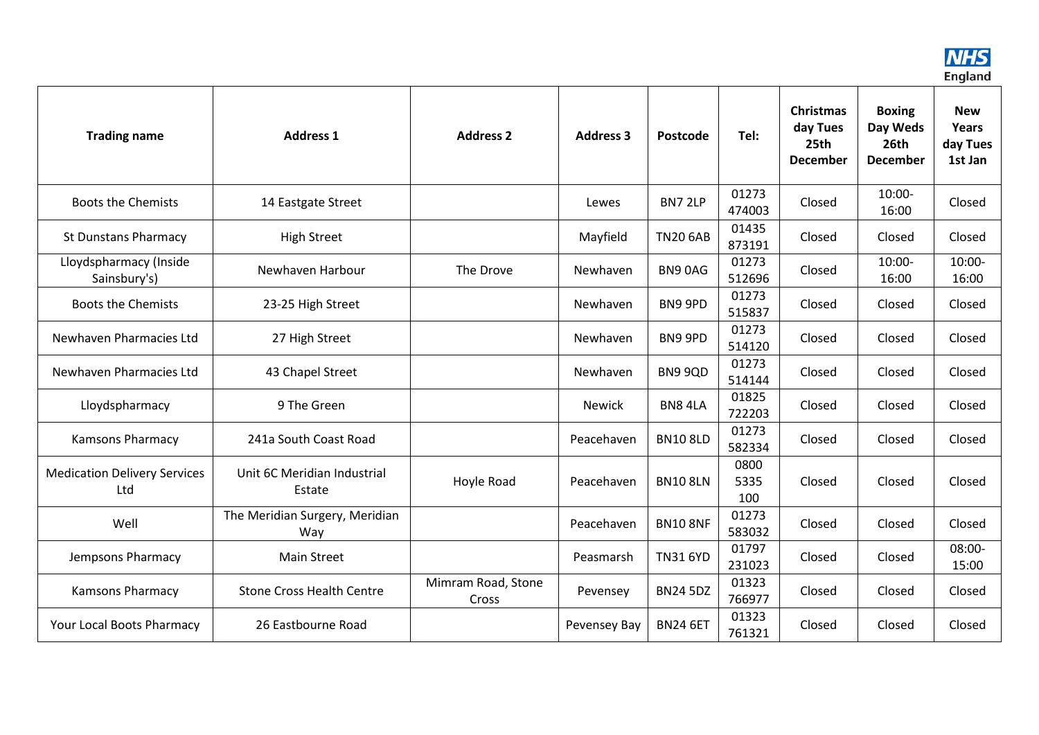| Trading name | Address 1 | Address 2 | Address 3 | Postcode | Tel: | Christmas day Tues 25th December | Boxing Day Weds 26th December | New Years day Tues 1st Jan |
|---|---|---|---|---|---|---|---|---|
| Boots the Chemists | 14 Eastgate Street | | Lewes | BN7 2LP | 01273 474003 | Closed | 10:00-16:00 | Closed |
| St Dunstans Pharmacy | High Street | | Mayfield | TN20 6AB | 01435 873191 | Closed | Closed | Closed |
| Lloydspharmacy (Inside Sainsbury's) | Newhaven Harbour | The Drove | Newhaven | BN9 0AG | 01273 512696 | Closed | 10:00-16:00 | 10:00-16:00 |
| Boots the Chemists | 23-25 High Street | | Newhaven | BN9 9PD | 01273 515837 | Closed | Closed | Closed |
| Newhaven Pharmacies Ltd | 27 High Street | | Newhaven | BN9 9PD | 01273 514120 | Closed | Closed | Closed |
| Newhaven Pharmacies Ltd | 43 Chapel Street | | Newhaven | BN9 9QD | 01273 514144 | Closed | Closed | Closed |
| Lloydspharmacy | 9 The Green | | Newick | BN8 4LA | 01825 722203 | Closed | Closed | Closed |
| Kamsons Pharmacy | 241a South Coast Road | | Peacehaven | BN10 8LD | 01273 582334 | Closed | Closed | Closed |
| Medication Delivery Services Ltd | Unit 6C Meridian Industrial Estate | Hoyle Road | Peacehaven | BN10 8LN | 0800 5335 100 | Closed | Closed | Closed |
| Well | The Meridian Surgery, Meridian Way | | Peacehaven | BN10 8NF | 01273 583032 | Closed | Closed | Closed |
| Jempsons Pharmacy | Main Street | | Peasmarsh | TN31 6YD | 01797 231023 | Closed | Closed | 08:00-15:00 |
| Kamsons Pharmacy | Stone Cross Health Centre | Mimram Road, Stone Cross | Pevensey | BN24 5DZ | 01323 766977 | Closed | Closed | Closed |
| Your Local Boots Pharmacy | 26 Eastbourne Road | | Pevensey Bay | BN24 6ET | 01323 761321 | Closed | Closed | Closed |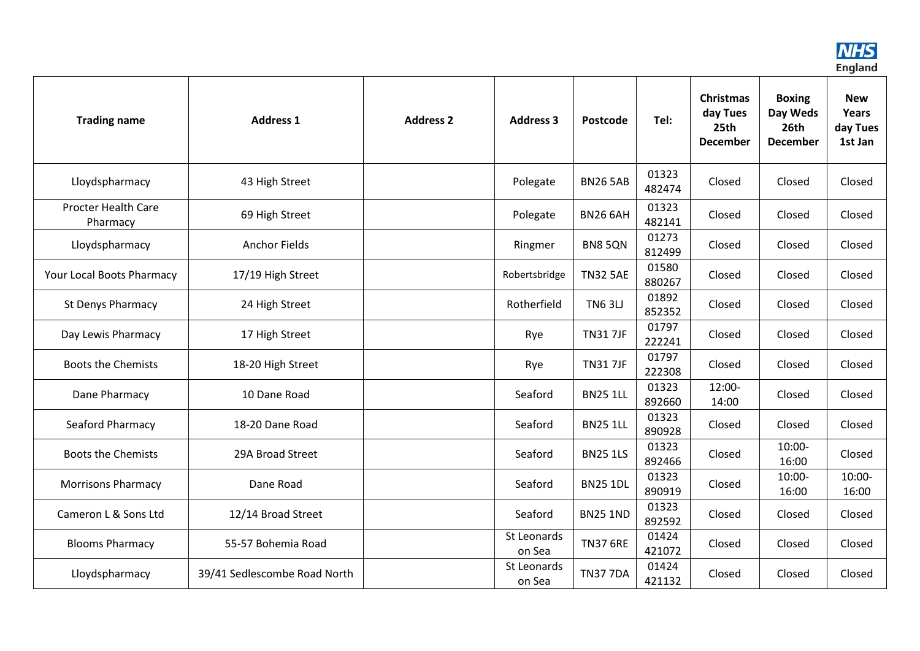| Trading name | Address 1 | Address 2 | Address 3 | Postcode | Tel: | Christmas day Tues 25th December | Boxing Day Weds 26th December | New Years day Tues 1st Jan |
|---|---|---|---|---|---|---|---|---|
| Lloydspharmacy | 43 High Street | | Polegate | BN26 5AB | 01323 482474 | Closed | Closed | Closed |
| Procter Health Care Pharmacy | 69 High Street | | Polegate | BN26 6AH | 01323 482141 | Closed | Closed | Closed |
| Lloydspharmacy | Anchor Fields | | Ringmer | BN8 5QN | 01273 812499 | Closed | Closed | Closed |
| Your Local Boots Pharmacy | 17/19 High Street | | Robertsbridge | TN32 5AE | 01580 880267 | Closed | Closed | Closed |
| St Denys Pharmacy | 24 High Street | | Rotherfield | TN6 3LJ | 01892 852352 | Closed | Closed | Closed |
| Day Lewis Pharmacy | 17 High Street | | Rye | TN31 7JF | 01797 222241 | Closed | Closed | Closed |
| Boots the Chemists | 18-20 High Street | | Rye | TN31 7JF | 01797 222308 | Closed | Closed | Closed |
| Dane Pharmacy | 10 Dane Road | | Seaford | BN25 1LL | 01323 892660 | 12:00-14:00 | Closed | Closed |
| Seaford Pharmacy | 18-20 Dane Road | | Seaford | BN25 1LL | 01323 890928 | Closed | Closed | Closed |
| Boots the Chemists | 29A Broad Street | | Seaford | BN25 1LS | 01323 892466 | Closed | 10:00-16:00 | Closed |
| Morrisons Pharmacy | Dane Road | | Seaford | BN25 1DL | 01323 890919 | Closed | 10:00-16:00 | 10:00-16:00 |
| Cameron L & Sons Ltd | 12/14 Broad Street | | Seaford | BN25 1ND | 01323 892592 | Closed | Closed | Closed |
| Blooms Pharmacy | 55-57 Bohemia Road | | St Leonards on Sea | TN37 6RE | 01424 421072 | Closed | Closed | Closed |
| Lloydspharmacy | 39/41 Sedlescombe Road North | | St Leonards on Sea | TN37 7DA | 01424 421132 | Closed | Closed | Closed |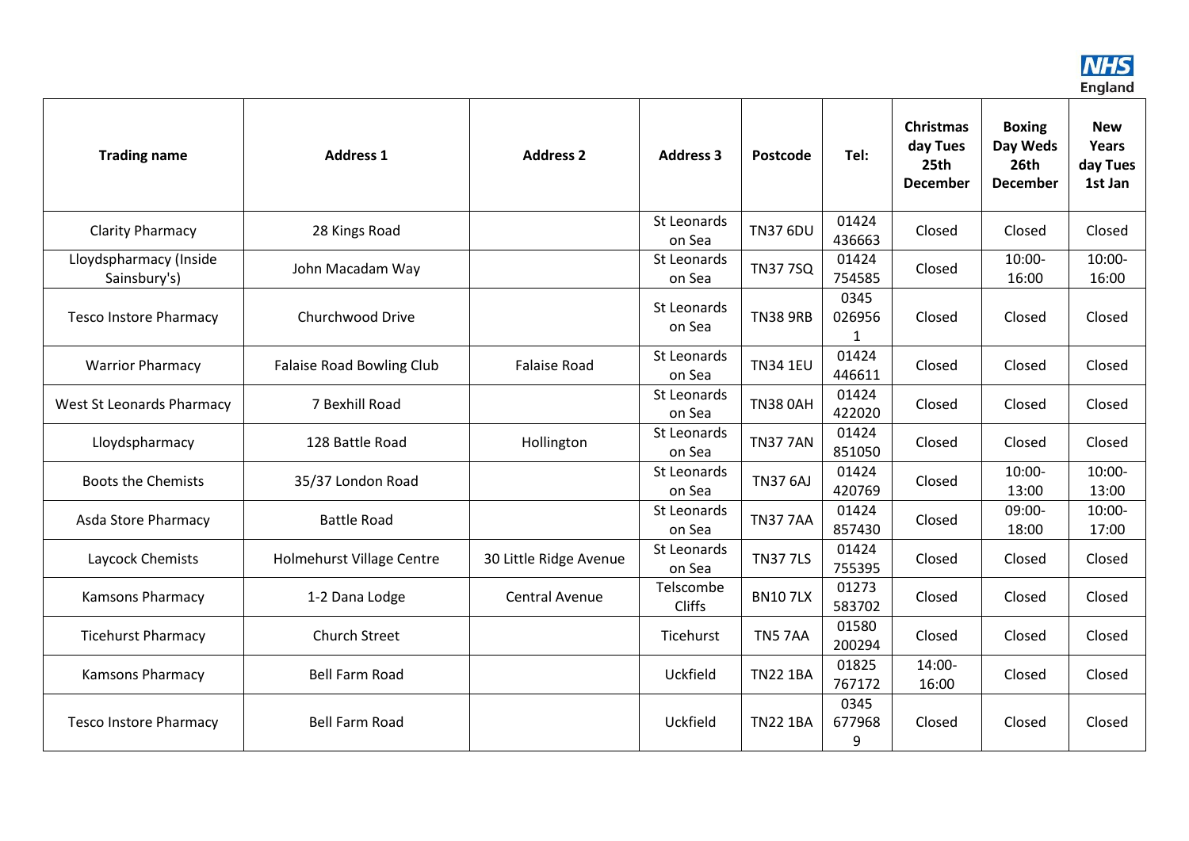| Trading name | Address 1 | Address 2 | Address 3 | Postcode | Tel: | Christmas day Tues 25th December | Boxing Day Weds 26th December | New Years day Tues 1st Jan |
|---|---|---|---|---|---|---|---|---|
| Clarity Pharmacy | 28 Kings Road | | St Leonards on Sea | TN37 6DU | 01424 436663 | Closed | Closed | Closed |
| Lloydspharmacy (Inside Sainsbury's) | John Macadam Way | | St Leonards on Sea | TN37 7SQ | 01424 754585 | Closed | 10:00-16:00 | 10:00-16:00 |
| Tesco Instore Pharmacy | Churchwood Drive | | St Leonards on Sea | TN38 9RB | 0345 0269561 | Closed | Closed | Closed |
| Warrior Pharmacy | Falaise Road Bowling Club | Falaise Road | St Leonards on Sea | TN34 1EU | 01424 446611 | Closed | Closed | Closed |
| West St Leonards Pharmacy | 7 Bexhill Road | | St Leonards on Sea | TN38 0AH | 01424 422020 | Closed | Closed | Closed |
| Lloydspharmacy | 128 Battle Road | Hollington | St Leonards on Sea | TN37 7AN | 01424 851050 | Closed | Closed | Closed |
| Boots the Chemists | 35/37 London Road | | St Leonards on Sea | TN37 6AJ | 01424 420769 | Closed | 10:00-13:00 | 10:00-13:00 |
| Asda Store Pharmacy | Battle Road | | St Leonards on Sea | TN37 7AA | 01424 857430 | Closed | 09:00-18:00 | 10:00-17:00 |
| Laycock Chemists | Holmehurst Village Centre | 30 Little Ridge Avenue | St Leonards on Sea | TN37 7LS | 01424 755395 | Closed | Closed | Closed |
| Kamsons Pharmacy | 1-2 Dana Lodge | Central Avenue | Telscombe Cliffs | BN10 7LX | 01273 583702 | Closed | Closed | Closed |
| Ticehurst Pharmacy | Church Street | | Ticehurst | TN5 7AA | 01580 200294 | Closed | Closed | Closed |
| Kamsons Pharmacy | Bell Farm Road | | Uckfield | TN22 1BA | 01825 767172 | 14:00-16:00 | Closed | Closed |
| Tesco Instore Pharmacy | Bell Farm Road | | Uckfield | TN22 1BA | 0345 6779689 | Closed | Closed | Closed |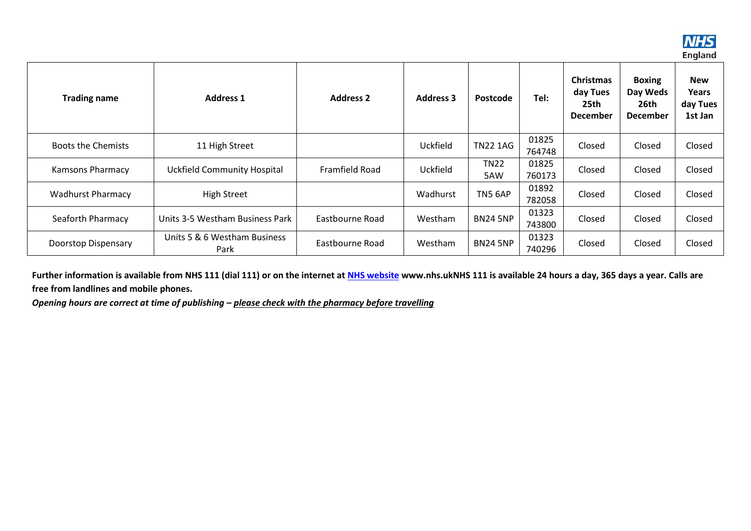| Trading name | Address 1 | Address 2 | Address 3 | Postcode | Tel: | Christmas day Tues 25th December | Boxing Day Weds 26th December | New Years day Tues 1st Jan |
|---|---|---|---|---|---|---|---|---|
| Boots the Chemists | 11 High Street | | Uckfield | TN22 1AG | 01825 764748 | Closed | Closed | Closed |
| Kamsons Pharmacy | Uckfield Community Hospital | Framfield Road | Uckfield | TN22 5AW | 01825 760173 | Closed | Closed | Closed |
| Wadhurst Pharmacy | High Street | | Wadhurst | TN5 6AP | 01892 782058 | Closed | Closed | Closed |
| Seaforth Pharmacy | Units 3-5 Westham Business Park | Eastbourne Road | Westham | BN24 5NP | 01323 743800 | Closed | Closed | Closed |
| Doorstop Dispensary | Units 5 & 6 Westham Business Park | Eastbourne Road | Westham | BN24 5NP | 01323 740296 | Closed | Closed | Closed |

**Further information is available from NHS 111 (dial 111) or on the internet at [NHS website](www.nhs.uk) www.nhs.ukNHS 111 is available 24 hours a day, 365 days a year. Calls are free from landlines and mobile phones.**

***Opening hours are correct at time of publishing – please check with the pharmacy before travelling***